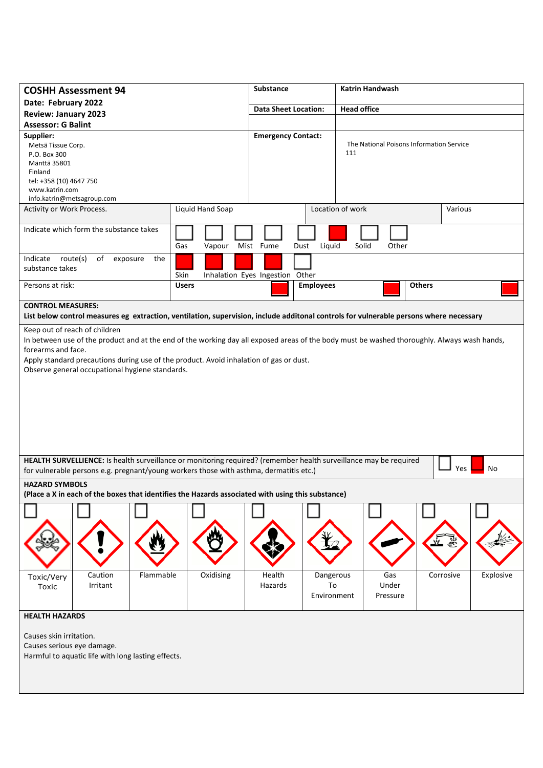| **COSHH Assessment 94**<br>**Date: February 2022**<br>**Review: January 2023**<br>**Assessor: G Balint** | **Substance** | **Katrin Handwash** |
|---|---|---|
| | **Data Sheet Location:** | **Head office** |
| **Supplier:**<br>Metsä Tissue Corp.<br>P.O. Box 300<br>Mänttä 35801<br>Finland<br>tel: +358 (10) 4647 750<br>www.katrin.com<br>info.katrin@metsagroup.com | **Emergency Contact:** | The National Poisons Information Service<br>111 |

| Activity or Work Process. | Liquid Hand Soap | Location of work | Various |
|---|---|---|---|

| Indicate which form the substance takes | Gas ☐ | Vapour ☐ | Mist ☐ | Fume ☐ | Dust ☐ | Liquid ■ | Solid ☐ | Other ☐ |
|---|---|---|---|---|---|---|---|---|
| Indicate route(s) of exposure the substance takes | Skin ■ | Inhalation ■ | Eyes ■ | Ingestion ■ | Other ☐ | | | |
| Persons at risk: | **Users** ■ | **Employees** ■ | **Others** ■ | | | | | |

**CONTROL MEASURES:**
**List below control measures eg extraction, ventilation, supervision, include additonal controls for vulnerable persons where necessary**

Keep out of reach of children
In between use of the product and at the end of the working day all exposed areas of the body must be washed thoroughly. Always wash hands, forearms and face.
Apply standard precautions during use of the product. Avoid inhalation of gas or dust.
Observe general occupational hygiene standards.

**HEALTH SURVELLIENCE:** Is health surveillance or monitoring required? (remember health surveillance may be required for vulnerable persons e.g. pregnant/young workers those with asthma, dermatitis etc.) ☐ Yes ■ No

**HAZARD SYMBOLS**
**(Place a X in each of the boxes that identifies the Hazards associated with using this substance)**

| ☐ | ☐ | ☐ | ☐ | ☐ | ☐ | ☐ | ☐ | ☐ |
|---|---|---|---|---|---|---|---|---|
| Toxic/Very Toxic | Caution Irritant | Flammable | Oxidising | Health Hazards | Dangerous To Environment | Gas Under Pressure | Corrosive | Explosive |

**HEALTH HAZARDS**

Causes skin irritation.
Causes serious eye damage.
Harmful to aquatic life with long lasting effects.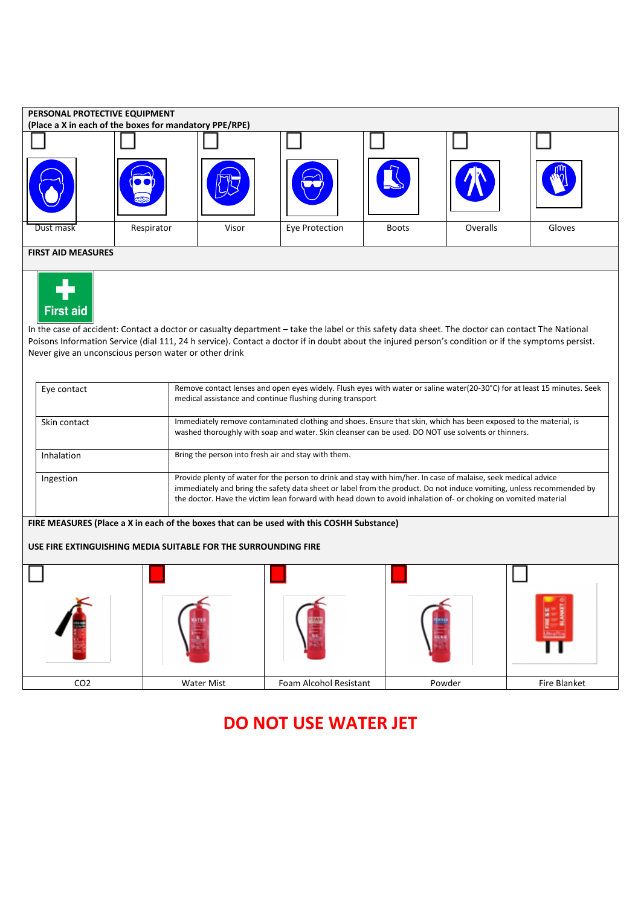**PERSONAL PROTECTIVE EQUIPMENT**
**(Place a X in each of the boxes for mandatory PPE/RPE)**

| ☐ | ☐ | ☐ | ☐ | ☐ | ☐ | ☐ |
|---|---|---|---|---|---|---|
| Dust mask | Respirator | Visor | Eye Protection | Boots | Overalls | Gloves |

**FIRST AID MEASURES**

First aid

In the case of accident: Contact a doctor or casualty department – take the label or this safety data sheet. The doctor can contact The National Poisons Information Service (dial 111, 24 h service). Contact a doctor if in doubt about the injured person's condition or if the symptoms persist. Never give an unconscious person water or other drink

| | |
|---|---|
| Eye contact | Remove contact lenses and open eyes widely. Flush eyes with water or saline water(20-30°C) for at least 15 minutes. Seek medical assistance and continue flushing during transport |
| Skin contact | Immediately remove contaminated clothing and shoes. Ensure that skin, which has been exposed to the material, is washed thoroughly with soap and water. Skin cleanser can be used. DO NOT use solvents or thinners. |
| Inhalation | Bring the person into fresh air and stay with them. |
| Ingestion | Provide plenty of water for the person to drink and stay with him/her. In case of malaise, seek medical advice immediately and bring the safety data sheet or label from the product. Do not induce vomiting, unless recommended by the doctor. Have the victim lean forward with head down to avoid inhalation of- or choking on vomited material |

**FIRE MEASURES (Place a X in each of the boxes that can be used with this COSHH Substance)**

**USE FIRE EXTINGUISHING MEDIA SUITABLE FOR THE SURROUNDING FIRE**

| ☐ | ■ | ■ | ■ | ☐ |
|---|---|---|---|---|
| CO2 | Water Mist | Foam Alcohol Resistant | Powder | Fire Blanket |

**DO NOT USE WATER JET**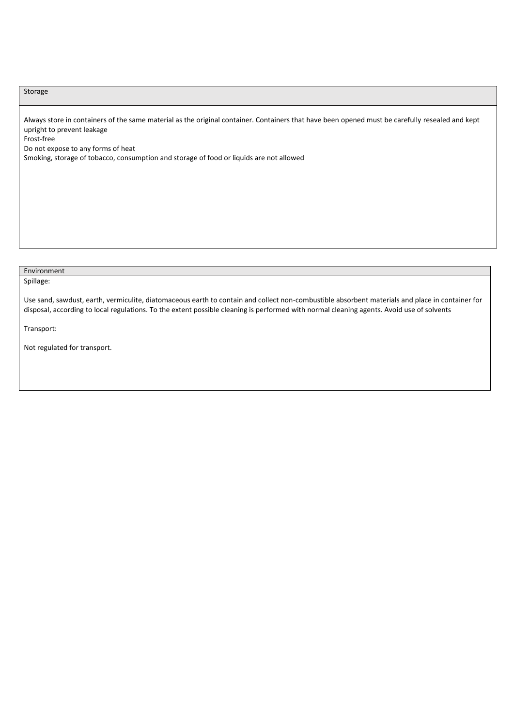## Storage

Always store in containers of the same material as the original container. Containers that have been opened must be carefully resealed and kept upright to prevent leakage

Frost-free

Do not expose to any forms of heat

Smoking, storage of tobacco, consumption and storage of food or liquids are not allowed

## Environment

Spillage:

Use sand, sawdust, earth, vermiculite, diatomaceous earth to contain and collect non-combustible absorbent materials and place in container for disposal, according to local regulations. To the extent possible cleaning is performed with normal cleaning agents. Avoid use of solvents

Transport:

Not regulated for transport.